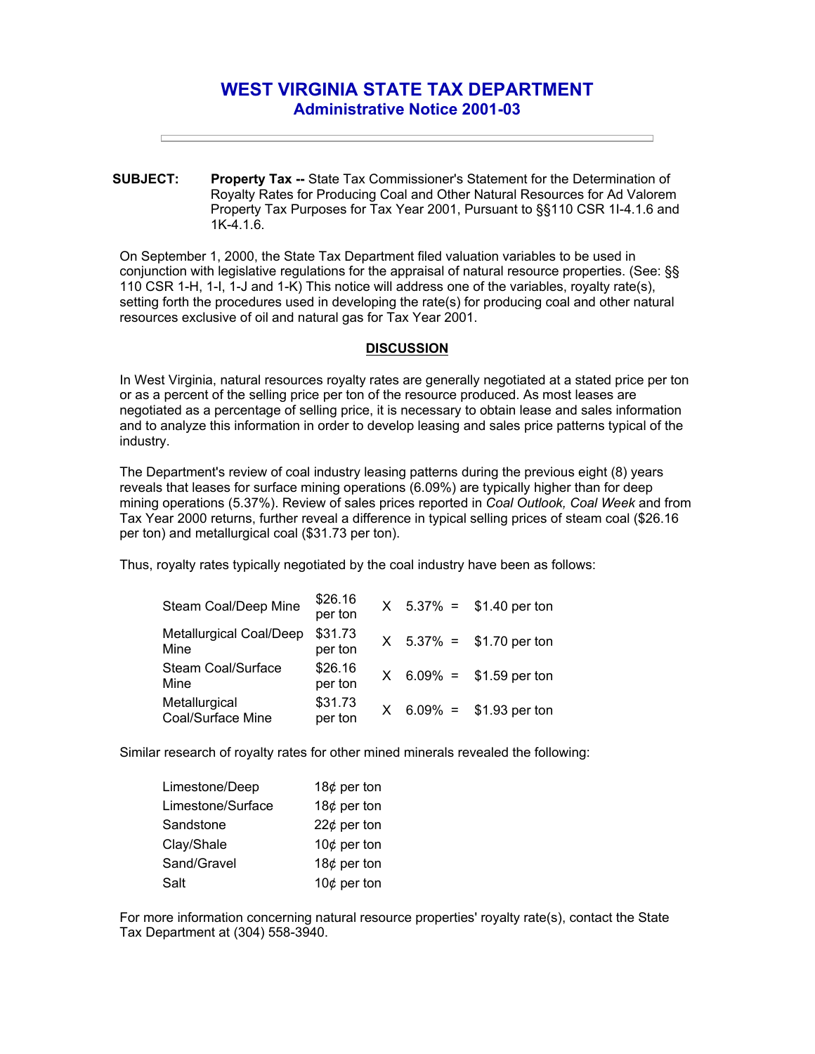# WEST VIRGINIA STATE TAX DEPARTMENT

## Administrative Notice 2001-03

**SUBJECT:** **Property Tax --** State Tax Commissioner's Statement for the Determination of Royalty Rates for Producing Coal and Other Natural Resources for Ad Valorem Property Tax Purposes for Tax Year 2001, Pursuant to §§110 CSR 1I-4.1.6 and 1K-4.1.6.

On September 1, 2000, the State Tax Department filed valuation variables to be used in conjunction with legislative regulations for the appraisal of natural resource properties. (See: §§ 110 CSR 1-H, 1-I, 1-J and 1-K) This notice will address one of the variables, royalty rate(s), setting forth the procedures used in developing the rate(s) for producing coal and other natural resources exclusive of oil and natural gas for Tax Year 2001.

### DISCUSSION

In West Virginia, natural resources royalty rates are generally negotiated at a stated price per ton or as a percent of the selling price per ton of the resource produced. As most leases are negotiated as a percentage of selling price, it is necessary to obtain lease and sales information and to analyze this information in order to develop leasing and sales price patterns typical of the industry.

The Department's review of coal industry leasing patterns during the previous eight (8) years reveals that leases for surface mining operations (6.09%) are typically higher than for deep mining operations (5.37%). Review of sales prices reported in *Coal Outlook, Coal Week* and from Tax Year 2000 returns, further reveal a difference in typical selling prices of steam coal ($26.16 per ton) and metallurgical coal ($31.73 per ton).

Thus, royalty rates typically negotiated by the coal industry have been as follows:

| | | | | | |
|---|---|---|---|---|---|
| Steam Coal/Deep Mine | $26.16 per ton | X | 5.37% | = | $1.40 per ton |
| Metallurgical Coal/Deep Mine | $31.73 per ton | X | 5.37% | = | $1.70 per ton |
| Steam Coal/Surface Mine | $26.16 per ton | X | 6.09% | = | $1.59 per ton |
| Metallurgical Coal/Surface Mine | $31.73 per ton | X | 6.09% | = | $1.93 per ton |

Similar research of royalty rates for other mined minerals revealed the following:

| | |
|---|---|
| Limestone/Deep | 18¢ per ton |
| Limestone/Surface | 18¢ per ton |
| Sandstone | 22¢ per ton |
| Clay/Shale | 10¢ per ton |
| Sand/Gravel | 18¢ per ton |
| Salt | 10¢ per ton |

For more information concerning natural resource properties' royalty rate(s), contact the State Tax Department at (304) 558-3940.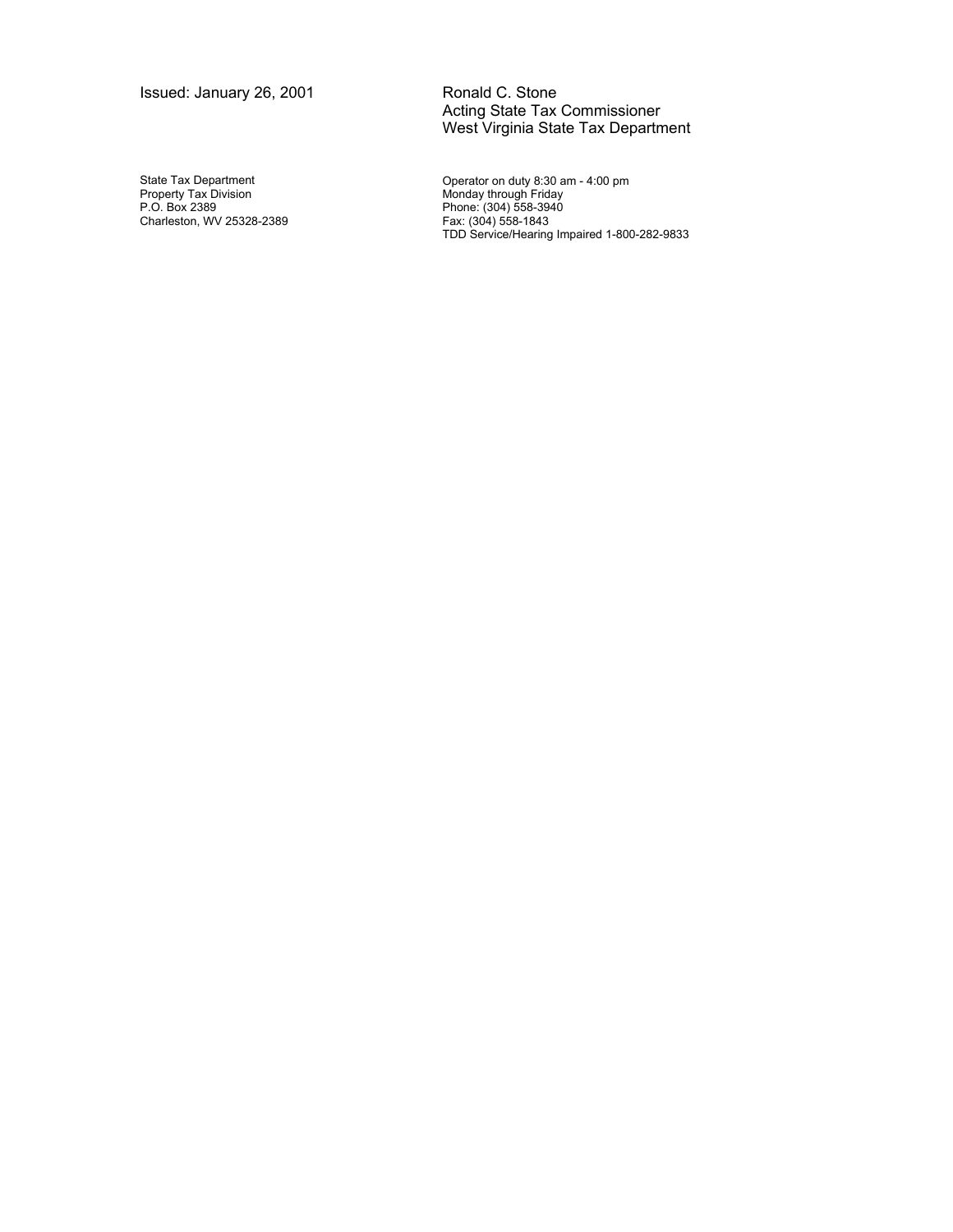Issued: January 26, 2001

Ronald C. Stone
Acting State Tax Commissioner
West Virginia State Tax Department

State Tax Department
Property Tax Division
P.O. Box 2389
Charleston, WV 25328-2389

Operator on duty 8:30 am - 4:00 pm
Monday through Friday
Phone: (304) 558-3940
Fax: (304) 558-1843
TDD Service/Hearing Impaired 1-800-282-9833